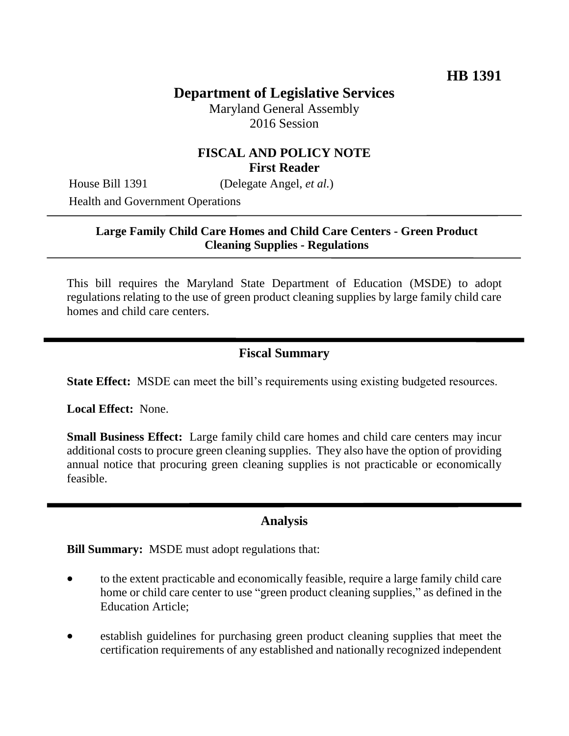HB 1391

# Department of Legislative Services

Maryland General Assembly
2016 Session

## FISCAL AND POLICY NOTE
**First Reader**

House Bill 1391 (Delegate Angel, *et al.*)

Health and Government Operations

---

**Large Family Child Care Homes and Child Care Centers - Green Product Cleaning Supplies - Regulations**

---

This bill requires the Maryland State Department of Education (MSDE) to adopt regulations relating to the use of green product cleaning supplies by large family child care homes and child care centers.

## Fiscal Summary

**State Effect:** MSDE can meet the bill's requirements using existing budgeted resources.

**Local Effect:** None.

**Small Business Effect:** Large family child care homes and child care centers may incur additional costs to procure green cleaning supplies. They also have the option of providing annual notice that procuring green cleaning supplies is not practicable or economically feasible.

## Analysis

**Bill Summary:** MSDE must adopt regulations that:

- to the extent practicable and economically feasible, require a large family child care home or child care center to use "green product cleaning supplies," as defined in the Education Article;
- establish guidelines for purchasing green product cleaning supplies that meet the certification requirements of any established and nationally recognized independent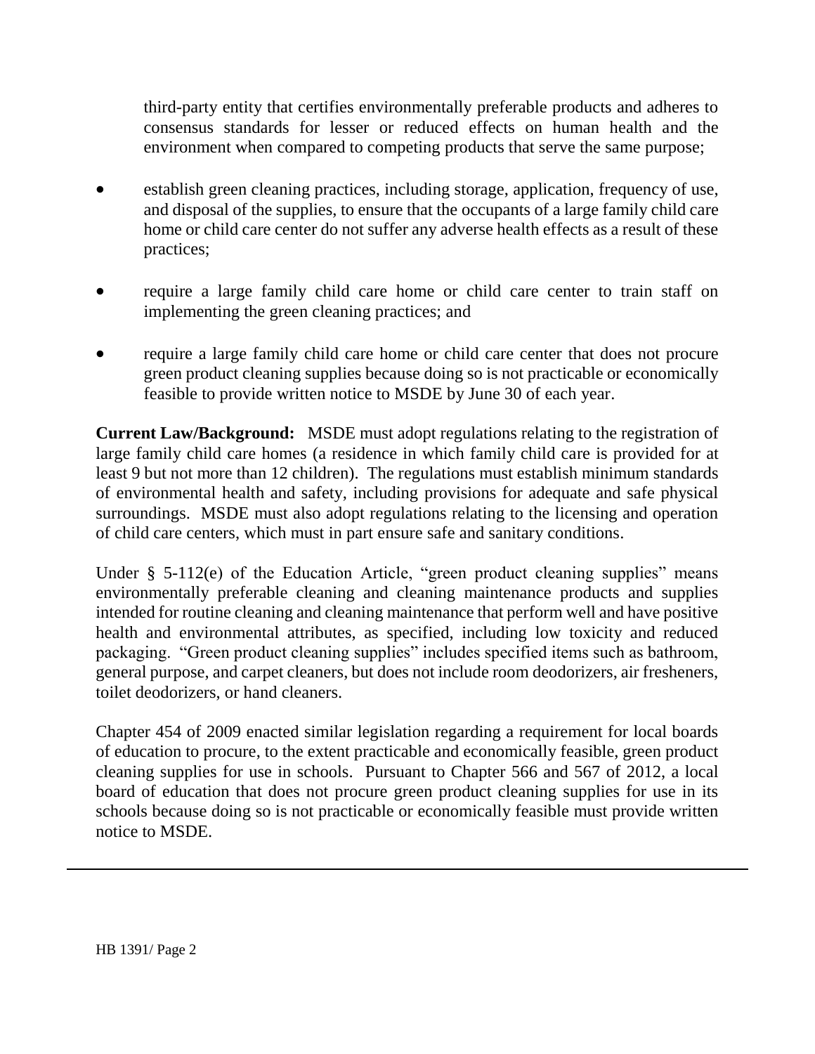third-party entity that certifies environmentally preferable products and adheres to consensus standards for lesser or reduced effects on human health and the environment when compared to competing products that serve the same purpose;

- establish green cleaning practices, including storage, application, frequency of use, and disposal of the supplies, to ensure that the occupants of a large family child care home or child care center do not suffer any adverse health effects as a result of these practices;
- require a large family child care home or child care center to train staff on implementing the green cleaning practices; and
- require a large family child care home or child care center that does not procure green product cleaning supplies because doing so is not practicable or economically feasible to provide written notice to MSDE by June 30 of each year.

**Current Law/Background:** MSDE must adopt regulations relating to the registration of large family child care homes (a residence in which family child care is provided for at least 9 but not more than 12 children). The regulations must establish minimum standards of environmental health and safety, including provisions for adequate and safe physical surroundings. MSDE must also adopt regulations relating to the licensing and operation of child care centers, which must in part ensure safe and sanitary conditions.

Under § 5-112(e) of the Education Article, "green product cleaning supplies" means environmentally preferable cleaning and cleaning maintenance products and supplies intended for routine cleaning and cleaning maintenance that perform well and have positive health and environmental attributes, as specified, including low toxicity and reduced packaging. "Green product cleaning supplies" includes specified items such as bathroom, general purpose, and carpet cleaners, but does not include room deodorizers, air fresheners, toilet deodorizers, or hand cleaners.

Chapter 454 of 2009 enacted similar legislation regarding a requirement for local boards of education to procure, to the extent practicable and economically feasible, green product cleaning supplies for use in schools. Pursuant to Chapter 566 and 567 of 2012, a local board of education that does not procure green product cleaning supplies for use in its schools because doing so is not practicable or economically feasible must provide written notice to MSDE.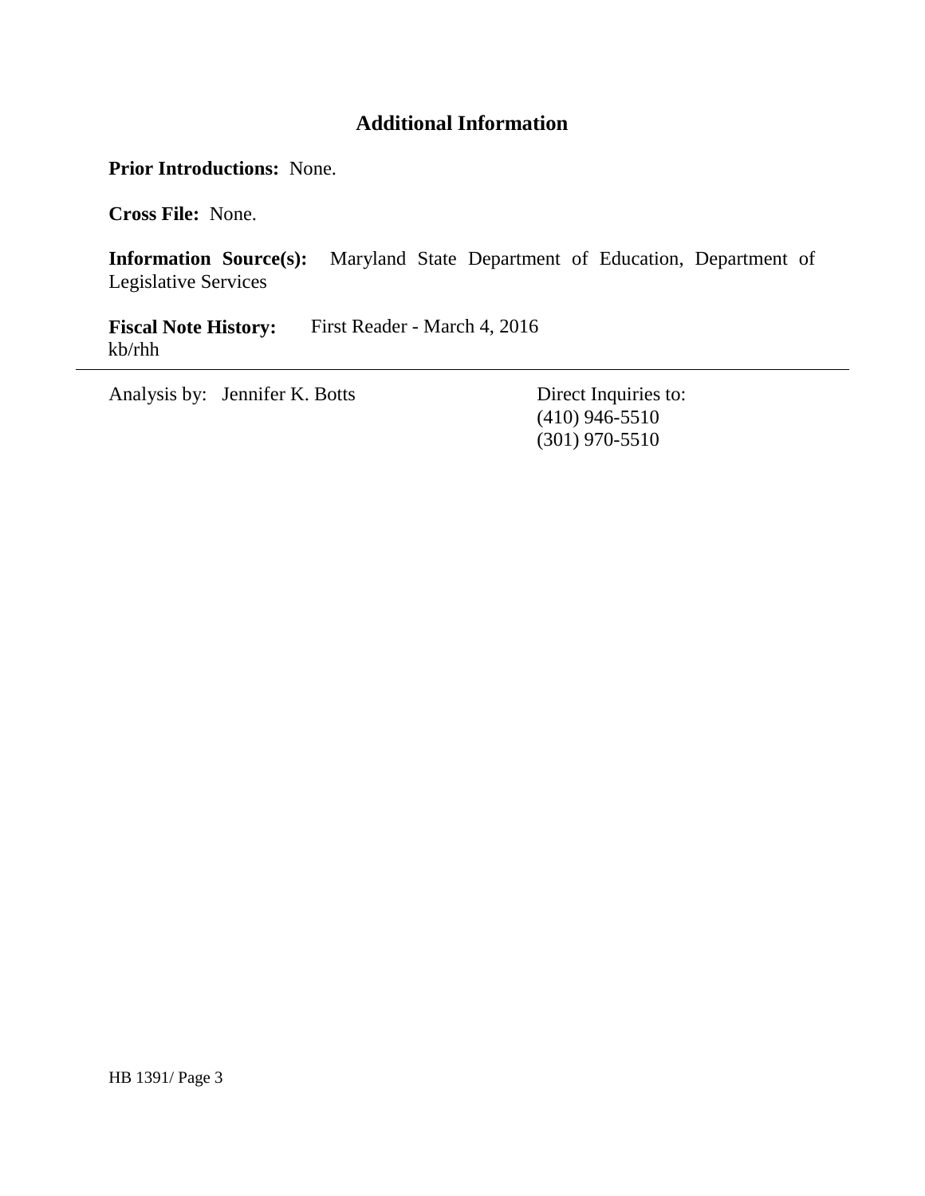## Additional Information

**Prior Introductions:** None.

**Cross File:** None.

**Information Source(s):** Maryland State Department of Education, Department of Legislative Services

**Fiscal Note History:** First Reader - March 4, 2016
kb/rhh

---

Analysis by: Jennifer K. Botts

Direct Inquiries to:
(410) 946-5510
(301) 970-5510